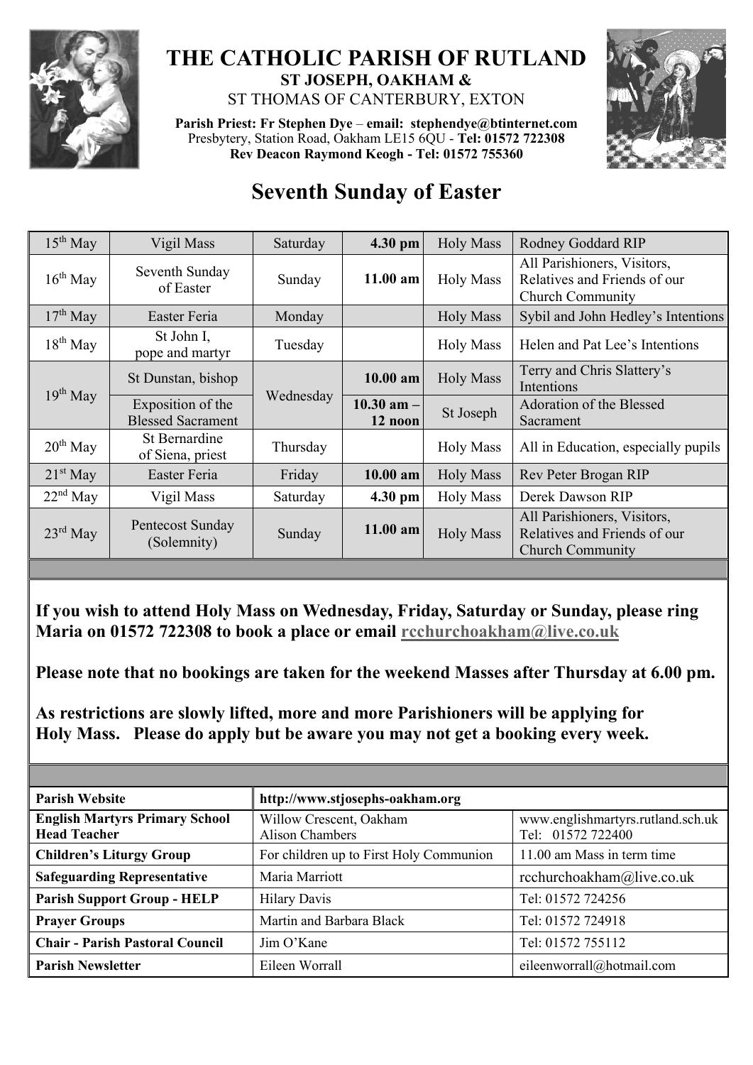# THE CATHOLIC PARISH OF RUTLAND

**ST JOSEPH, OAKHAM &**

ST THOMAS OF CANTERBURY, EXTON

**Parish Priest: Fr Stephen Dye** – **email: stephendye@btinternet.com**
Presbytery, Station Road, Oakham LE15 6QU - **Tel: 01572 722308**
**Rev Deacon Raymond Keogh - Tel: 01572 755360**

## Seventh Sunday of Easter

| | | | | | |
|---|---|---|---|---|---|
| 15th May | Vigil Mass | Saturday | **4.30 pm** | Holy Mass | Rodney Goddard RIP |
| 16th May | Seventh Sunday of Easter | Sunday | **11.00 am** | Holy Mass | All Parishioners, Visitors, Relatives and Friends of our Church Community |
| 17th May | Easter Feria | Monday | | Holy Mass | Sybil and John Hedley's Intentions |
| 18th May | St John I, pope and martyr | Tuesday | | Holy Mass | Helen and Pat Lee's Intentions |
| 19th May | St Dunstan, bishop | Wednesday | **10.00 am** | Holy Mass | Terry and Chris Slattery's Intentions |
| | Exposition of the Blessed Sacrament | | **10.30 am – 12 noon** | St Joseph | Adoration of the Blessed Sacrament |
| 20th May | St Bernardine of Siena, priest | Thursday | | Holy Mass | All in Education, especially pupils |
| 21st May | Easter Feria | Friday | **10.00 am** | Holy Mass | Rev Peter Brogan RIP |
| 22nd May | Vigil Mass | Saturday | **4.30 pm** | Holy Mass | Derek Dawson RIP |
| 23rd May | Pentecost Sunday (Solemnity) | Sunday | **11.00 am** | Holy Mass | All Parishioners, Visitors, Relatives and Friends of our Church Community |

**If you wish to attend Holy Mass on Wednesday, Friday, Saturday or Sunday, please ring Maria on 01572 722308 to book a place or email rcchurchoakham@live.co.uk**

**Please note that no bookings are taken for the weekend Masses after Thursday at 6.00 pm.**

**As restrictions are slowly lifted, more and more Parishioners will be applying for Holy Mass. Please do apply but be aware you may not get a booking every week.**

| **Parish Website** | **http://www.stjosephs-oakham.org** | |
|---|---|---|
| **English Martyrs Primary School Head Teacher** | Willow Crescent, Oakham Alison Chambers | www.englishmartyrs.rutland.sch.uk Tel: 01572 722400 |
| **Children's Liturgy Group** | For children up to First Holy Communion | 11.00 am Mass in term time |
| **Safeguarding Representative** | Maria Marriott | rcchurchoakham@live.co.uk |
| **Parish Support Group - HELP** | Hilary Davis | Tel: 01572 724256 |
| **Prayer Groups** | Martin and Barbara Black | Tel: 01572 724918 |
| **Chair - Parish Pastoral Council** | Jim O'Kane | Tel: 01572 755112 |
| **Parish Newsletter** | Eileen Worrall | eileenworrall@hotmail.com |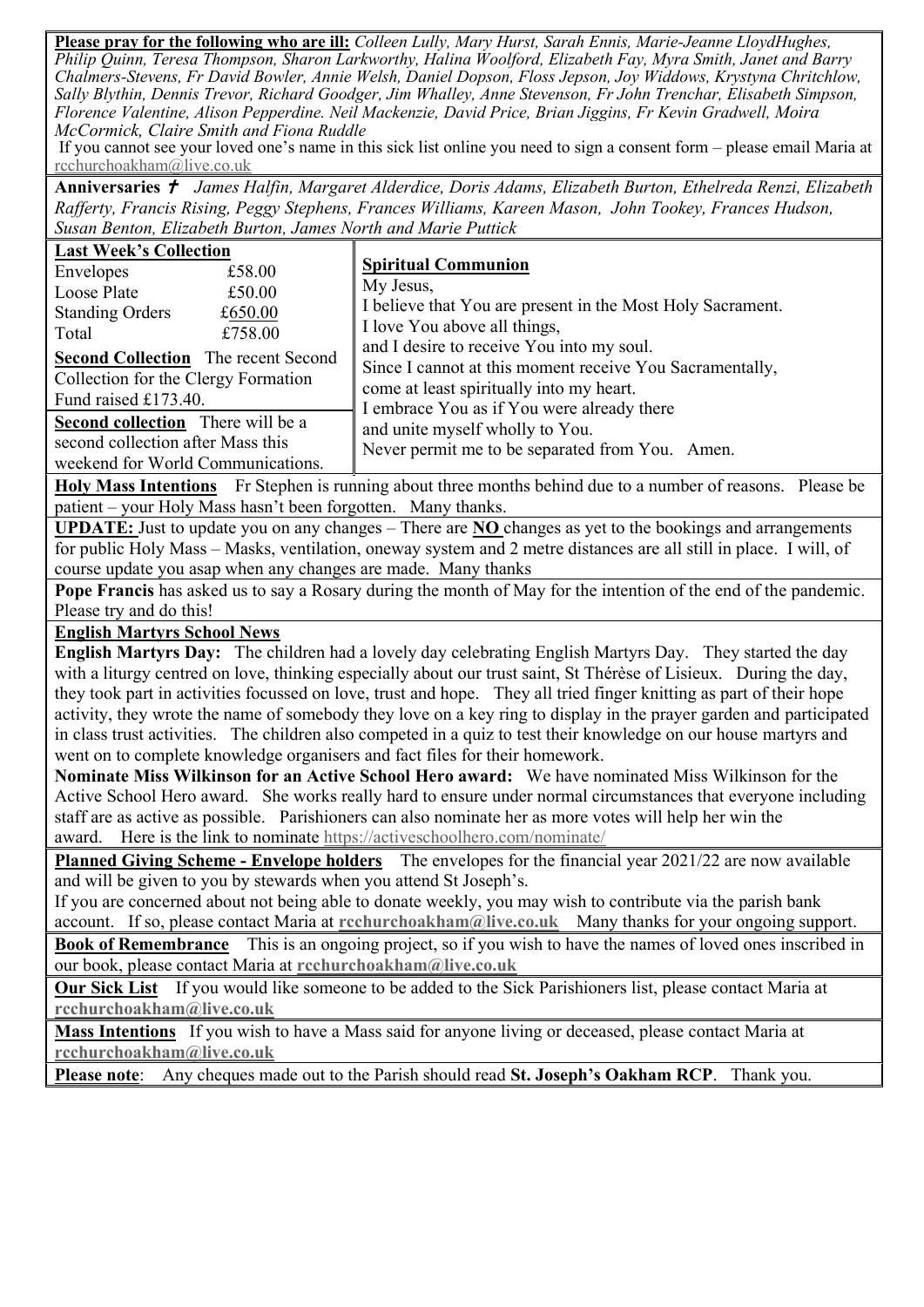**Please pray for the following who are ill:** *Colleen Lully, Mary Hurst, Sarah Ennis, Marie-Jeanne LloydHughes, Philip Quinn, Teresa Thompson, Sharon Larkworthy, Halina Woolford, Elizabeth Fay, Myra Smith, Janet and Barry Chalmers-Stevens, Fr David Bowler, Annie Welsh, Daniel Dopson, Floss Jepson, Joy Widdows, Krystyna Chritchlow, Sally Blythin, Dennis Trevor, Richard Goodger, Jim Whalley, Anne Stevenson, Fr John Trenchar, Elisabeth Simpson, Florence Valentine, Alison Pepperdine. Neil Mackenzie, David Price, Brian Jiggins, Fr Kevin Gradwell, Moira McCormick, Claire Smith and Fiona Ruddle*

If you cannot see your loved one's name in this sick list online you need to sign a consent form – please email Maria at rcchurchoakham@live.co.uk

**Anniversaries** ✝ *James Halfin, Margaret Alderdice, Doris Adams, Elizabeth Burton, Ethelreda Renzi, Elizabeth Rafferty, Francis Rising, Peggy Stephens, Frances Williams, Kareen Mason, John Tookey, Frances Hudson, Susan Benton, Elizabeth Burton, James North and Marie Puttick*

**Last Week's Collection**

| | |
|---|---|
| Envelopes | £58.00 |
| Loose Plate | £50.00 |
| Standing Orders | £650.00 |
| Total | £758.00 |

**Second Collection** The recent Second Collection for the Clergy Formation Fund raised £173.40.

**Second collection** There will be a second collection after Mass this weekend for World Communications.

**Spiritual Communion**

My Jesus,
I believe that You are present in the Most Holy Sacrament.
I love You above all things,
and I desire to receive You into my soul.
Since I cannot at this moment receive You Sacramentally,
come at least spiritually into my heart.
I embrace You as if You were already there
and unite myself wholly to You.
Never permit me to be separated from You. Amen.

**Holy Mass Intentions** Fr Stephen is running about three months behind due to a number of reasons. Please be patient – your Holy Mass hasn't been forgotten. Many thanks.

**UPDATE:** Just to update you on any changes – There are **NO** changes as yet to the bookings and arrangements for public Holy Mass – Masks, ventilation, oneway system and 2 metre distances are all still in place. I will, of course update you asap when any changes are made. Many thanks

**Pope Francis** has asked us to say a Rosary during the month of May for the intention of the end of the pandemic. Please try and do this!

**English Martyrs School News**

**English Martyrs Day:** The children had a lovely day celebrating English Martyrs Day. They started the day with a liturgy centred on love, thinking especially about our trust saint, St Thérèse of Lisieux. During the day, they took part in activities focussed on love, trust and hope. They all tried finger knitting as part of their hope activity, they wrote the name of somebody they love on a key ring to display in the prayer garden and participated in class trust activities. The children also competed in a quiz to test their knowledge on our house martyrs and went on to complete knowledge organisers and fact files for their homework.

**Nominate Miss Wilkinson for an Active School Hero award:** We have nominated Miss Wilkinson for the Active School Hero award. She works really hard to ensure under normal circumstances that everyone including staff are as active as possible. Parishioners can also nominate her as more votes will help her win the award. Here is the link to nominate https://activeschoolhero.com/nominate/

**Planned Giving Scheme - Envelope holders** The envelopes for the financial year 2021/22 are now available and will be given to you by stewards when you attend St Joseph's.

If you are concerned about not being able to donate weekly, you may wish to contribute via the parish bank account. If so, please contact Maria at **rcchurchoakham@live.co.uk** Many thanks for your ongoing support.

**Book of Remembrance** This is an ongoing project, so if you wish to have the names of loved ones inscribed in our book, please contact Maria at **rcchurchoakham@live.co.uk**

**Our Sick List** If you would like someone to be added to the Sick Parishioners list, please contact Maria at **rcchurchoakham@live.co.uk**

**Mass Intentions** If you wish to have a Mass said for anyone living or deceased, please contact Maria at **rcchurchoakham@live.co.uk**

**Please note**: Any cheques made out to the Parish should read **St. Joseph's Oakham RCP**. Thank you.